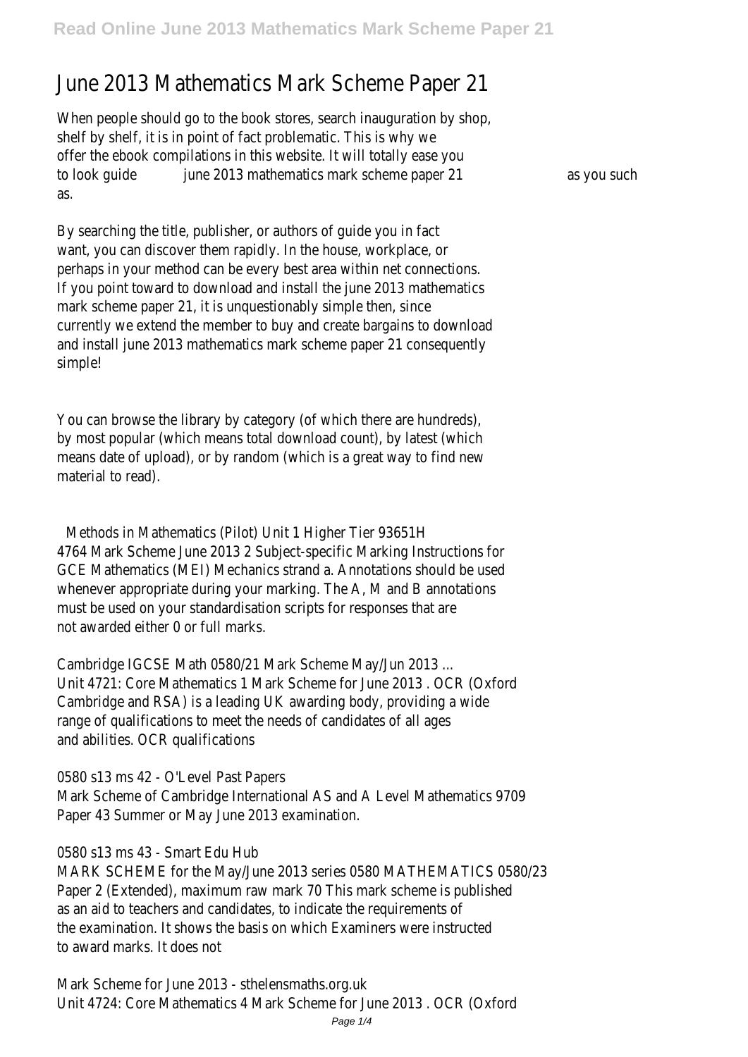# June 2013 Mathematics Mark Scheme Paper 21

When people should go to the book stores, search inauguration by shop, shelf by shelf, it is in point of fact problematic. This is why we offer the ebook compilations in this website. It will totally ease you to look guide **june 2013 mathematics mark scheme paper 21** as you such as.

By searching the title, publisher, or authors of guide you in fact want, you can discover them rapidly. In the house, workplace, or perhaps in your method can be every best area within net connections. If you point toward to download and install the june 2013 mathematics mark scheme paper 21, it is unquestionably simple then, since currently we extend the member to buy and create bargains to download and install june 2013 mathematics mark scheme paper 21 consequently simple!

You can browse the library by category (of which there are hundreds), by most popular (which means total download count), by latest (which means date of upload), or by random (which is a great way to find new material to read).

**Methods in Mathematics (Pilot) Unit 1 Higher Tier 93651H**

4764 Mark Scheme June 2013 2 Subject-specific Marking Instructions for GCE Mathematics (MEI) Mechanics strand a. Annotations should be used whenever appropriate during your marking. The A, M and B annotations must be used on your standardisation scripts for responses that are not awarded either 0 or full marks.

**Cambridge IGCSE Math 0580/21 Mark Scheme May/Jun 2013 ...**

Unit 4721: Core Mathematics 1 Mark Scheme for June 2013 . OCR (Oxford Cambridge and RSA) is a leading UK awarding body, providing a wide range of qualifications to meet the needs of candidates of all ages and abilities. OCR qualifications

**0580 s13 ms 42 - O'Level Past Papers**

Mark Scheme of Cambridge International AS and A Level Mathematics 9709 Paper 43 Summer or May June 2013 examination.

**0580 s13 ms 43 - Smart Edu Hub**

MARK SCHEME for the May/June 2013 series 0580 MATHEMATICS 0580/23 Paper 2 (Extended), maximum raw mark 70 This mark scheme is published as an aid to teachers and candidates, to indicate the requirements of the examination. It shows the basis on which Examiners were instructed to award marks. It does not

**Mark Scheme for June 2013 - sthelensmaths.org.uk**

Unit 4724: Core Mathematics 4 Mark Scheme for June 2013 . OCR (Oxford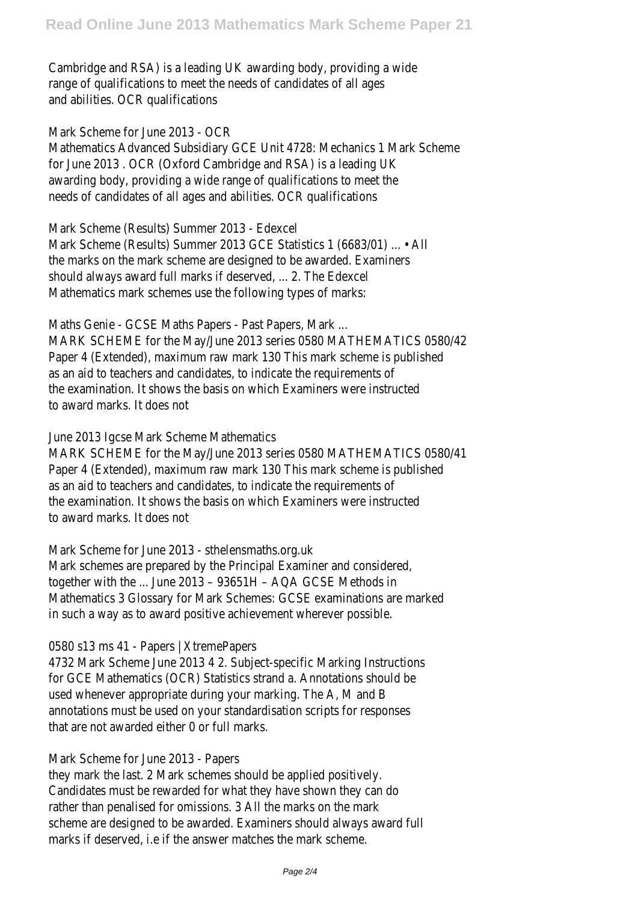Cambridge and RSA) is a leading UK awarding body, providing a wide range of qualifications to meet the needs of candidates of all ages and abilities. OCR qualifications

Mark Scheme for June 2013 - OCR

Mathematics Advanced Subsidiary GCE Unit 4728: Mechanics 1 Mark Scheme for June 2013 . OCR (Oxford Cambridge and RSA) is a leading UK awarding body, providing a wide range of qualifications to meet the needs of candidates of all ages and abilities. OCR qualifications

Mark Scheme (Results) Summer 2013 - Edexcel

Mark Scheme (Results) Summer 2013 GCE Statistics 1 (6683/01) ... • All the marks on the mark scheme are designed to be awarded. Examiners should always award full marks if deserved, ... 2. The Edexcel Mathematics mark schemes use the following types of marks:

Maths Genie - GCSE Maths Papers - Past Papers, Mark ...

MARK SCHEME for the May/June 2013 series 0580 MATHEMATICS 0580/42 Paper 4 (Extended), maximum raw mark 130 This mark scheme is published as an aid to teachers and candidates, to indicate the requirements of the examination. It shows the basis on which Examiners were instructed to award marks. It does not

June 2013 Igcse Mark Scheme Mathematics

MARK SCHEME for the May/June 2013 series 0580 MATHEMATICS 0580/41 Paper 4 (Extended), maximum raw mark 130 This mark scheme is published as an aid to teachers and candidates, to indicate the requirements of the examination. It shows the basis on which Examiners were instructed to award marks. It does not

Mark Scheme for June 2013 - sthelensmaths.org.uk

Mark schemes are prepared by the Principal Examiner and considered, together with the ... June 2013 – 93651H – AQA GCSE Methods in Mathematics 3 Glossary for Mark Schemes: GCSE examinations are marked in such a way as to award positive achievement wherever possible.

0580 s13 ms 41 - Papers | XtremePapers

4732 Mark Scheme June 2013 4 2. Subject-specific Marking Instructions for GCE Mathematics (OCR) Statistics strand a. Annotations should be used whenever appropriate during your marking. The A, M and B annotations must be used on your standardisation scripts for responses that are not awarded either 0 or full marks.

Mark Scheme for June 2013 - Papers

they mark the last. 2 Mark schemes should be applied positively. Candidates must be rewarded for what they have shown they can do rather than penalised for omissions. 3 All the marks on the mark scheme are designed to be awarded. Examiners should always award full marks if deserved, i.e if the answer matches the mark scheme.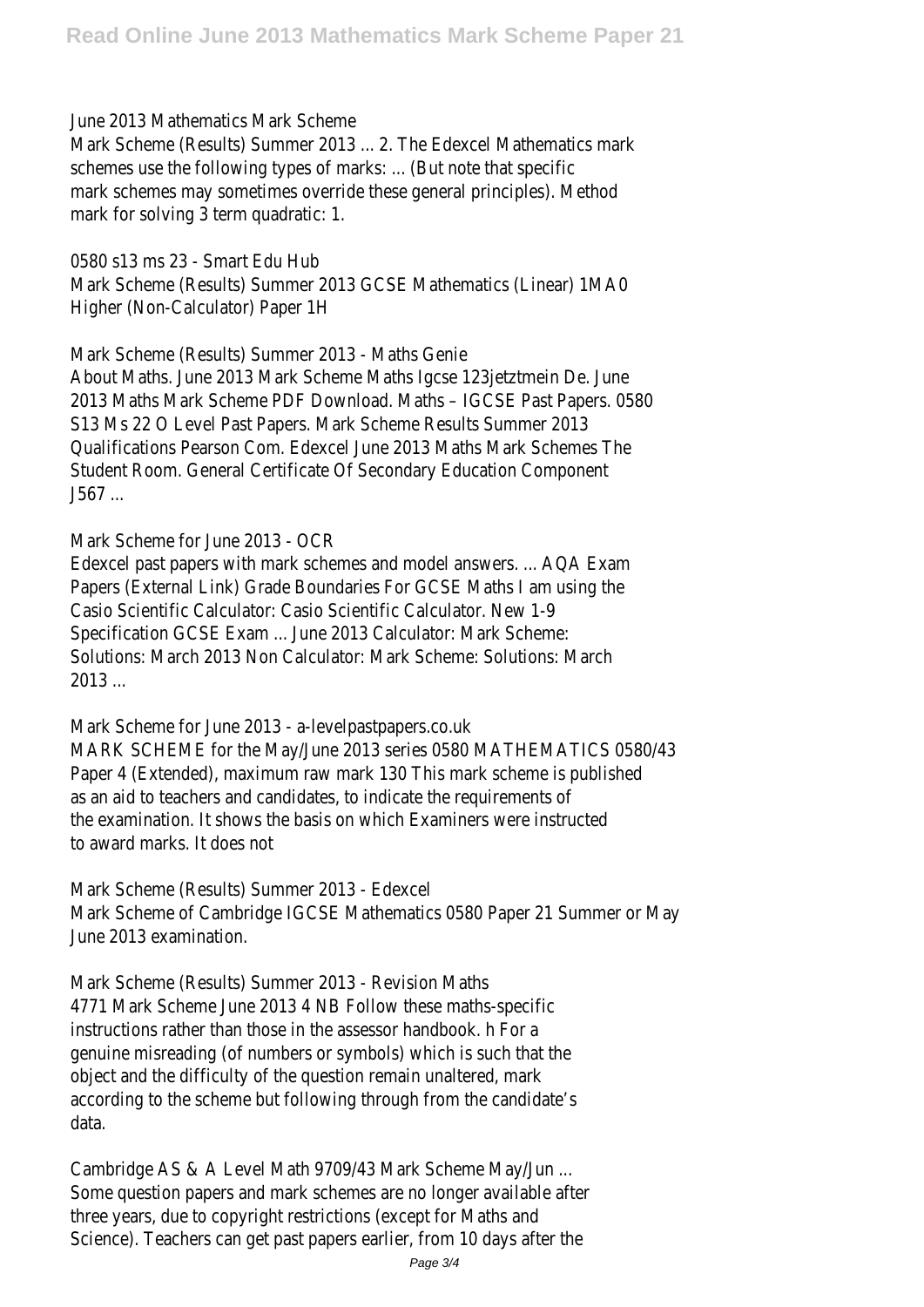June 2013 Mathematics Mark Scheme
Mark Scheme (Results) Summer 2013 ... 2. The Edexcel Mathematics mark schemes use the following types of marks: ... (But note that specific mark schemes may sometimes override these general principles). Method mark for solving 3 term quadratic: 1.

0580 s13 ms 23 - Smart Edu Hub
Mark Scheme (Results) Summer 2013 GCSE Mathematics (Linear) 1MA0 Higher (Non-Calculator) Paper 1H

Mark Scheme (Results) Summer 2013 - Maths Genie
About Maths. June 2013 Mark Scheme Maths Igcse 123jetztmein De. June 2013 Maths Mark Scheme PDF Download. Maths – IGCSE Past Papers. 0580 S13 Ms 22 O Level Past Papers. Mark Scheme Results Summer 2013 Qualifications Pearson Com. Edexcel June 2013 Maths Mark Schemes The Student Room. General Certificate Of Secondary Education Component J567 ...

Mark Scheme for June 2013 - OCR
Edexcel past papers with mark schemes and model answers. ... AQA Exam Papers (External Link) Grade Boundaries For GCSE Maths I am using the Casio Scientific Calculator: Casio Scientific Calculator. New 1-9 Specification GCSE Exam ... June 2013 Calculator: Mark Scheme: Solutions: March 2013 Non Calculator: Mark Scheme: Solutions: March 2013 ...

Mark Scheme for June 2013 - a-levelpastpapers.co.uk
MARK SCHEME for the May/June 2013 series 0580 MATHEMATICS 0580/43 Paper 4 (Extended), maximum raw mark 130 This mark scheme is published as an aid to teachers and candidates, to indicate the requirements of the examination. It shows the basis on which Examiners were instructed to award marks. It does not

Mark Scheme (Results) Summer 2013 - Edexcel
Mark Scheme of Cambridge IGCSE Mathematics 0580 Paper 21 Summer or May June 2013 examination.

Mark Scheme (Results) Summer 2013 - Revision Maths
4771 Mark Scheme June 2013 4 NB Follow these maths-specific instructions rather than those in the assessor handbook. h For a genuine misreading (of numbers or symbols) which is such that the object and the difficulty of the question remain unaltered, mark according to the scheme but following through from the candidate's data.

Cambridge AS & A Level Math 9709/43 Mark Scheme May/Jun ...
Some question papers and mark schemes are no longer available after three years, due to copyright restrictions (except for Maths and Science). Teachers can get past papers earlier, from 10 days after the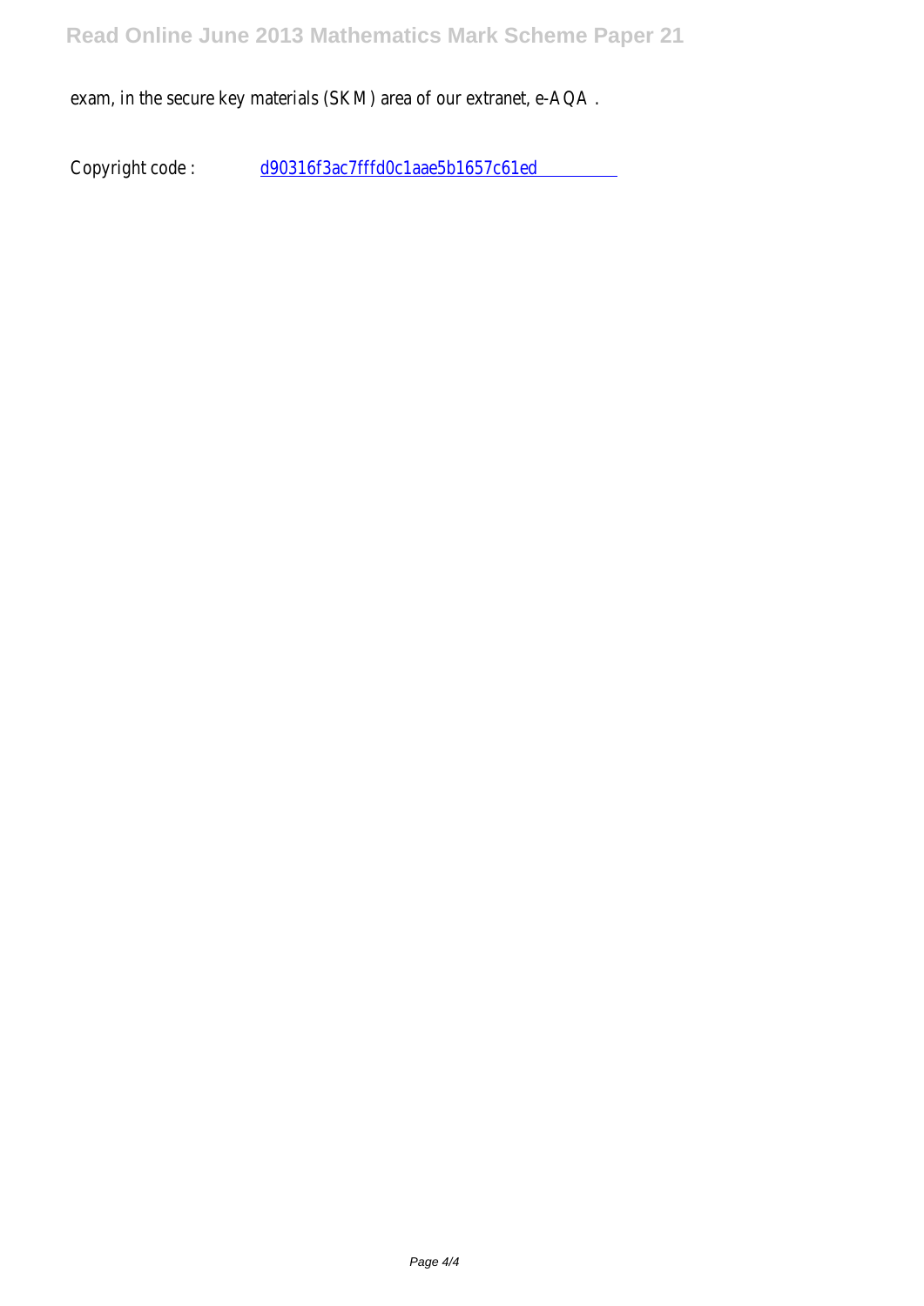exam, in the secure key materials (SKM) area of our extranet, e-AQA .

Copyright code : d90316f3ac7fffd0c1aae5b1657c61ed